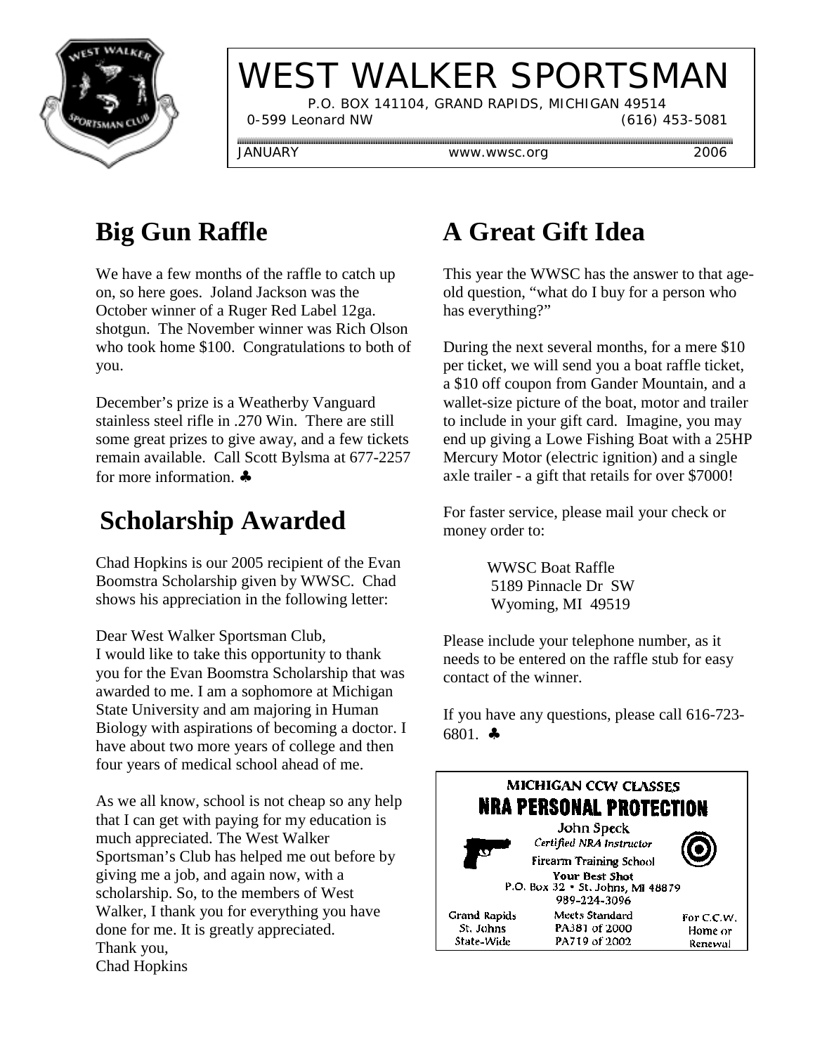# WEST WALKER SPORTSMAN

P.O. BOX 141104, GRAND RAPIDS, MICHIGAN 49514

0-599 Leonard NW (616) 453-5081

JANUARY www.wwsc.org 2006

## Big Gun Raffle

We have a few months of the raffle to catch up on, so here goes. Joland Jackson was the October winner of a Ruger Red Label 12ga. shotgun. The November winner was Rich Olson who took home $100. Congratulations to both of you.

December's prize is a Weatherby Vanguard stainless steel rifle in .270 Win. There are still some great prizes to give away, and a few tickets remain available. Call Scott Bylsma at 677-2257 for more information. ♣

## Scholarship Awarded

Chad Hopkins is our 2005 recipient of the Evan Boomstra Scholarship given by WWSC. Chad shows his appreciation in the following letter:

Dear West Walker Sportsman Club,
I would like to take this opportunity to thank you for the Evan Boomstra Scholarship that was awarded to me. I am a sophomore at Michigan State University and am majoring in Human Biology with aspirations of becoming a doctor. I have about two more years of college and then four years of medical school ahead of me.

As we all know, school is not cheap so any help that I can get with paying for my education is much appreciated. The West Walker Sportsman's Club has helped me out before by giving me a job, and again now, with a scholarship. So, to the members of West Walker, I thank you for everything you have done for me. It is greatly appreciated.
Thank you,
Chad Hopkins

## A Great Gift Idea

This year the WWSC has the answer to that age-old question, "what do I buy for a person who has everything?"

During the next several months, for a mere $10 per ticket, we will send you a boat raffle ticket, a $10 off coupon from Gander Mountain, and a wallet-size picture of the boat, motor and trailer to include in your gift card. Imagine, you may end up giving a Lowe Fishing Boat with a 25HP Mercury Motor (electric ignition) and a single axle trailer - a gift that retails for over $7000!

For faster service, please mail your check or money order to:

WWSC Boat Raffle
5189 Pinnacle Dr SW
Wyoming, MI 49519

Please include your telephone number, as it needs to be entered on the raffle stub for easy contact of the winner.

If you have any questions, please call 616-723-6801. ♣

**MICHIGAN CCW CLASSES**

**NRA PERSONAL PROTECTION**

John Speck
*Certified NRA Instructor*
Firearm Training School
**Your Best Shot**
P.O. Box 32 • St. Johns, MI 48879
989-224-3096

Grand Rapids / St. Johns / State-Wide

Meets Standard PA381 of 2000 PA719 of 2002

For C.C.W. Home or Renewal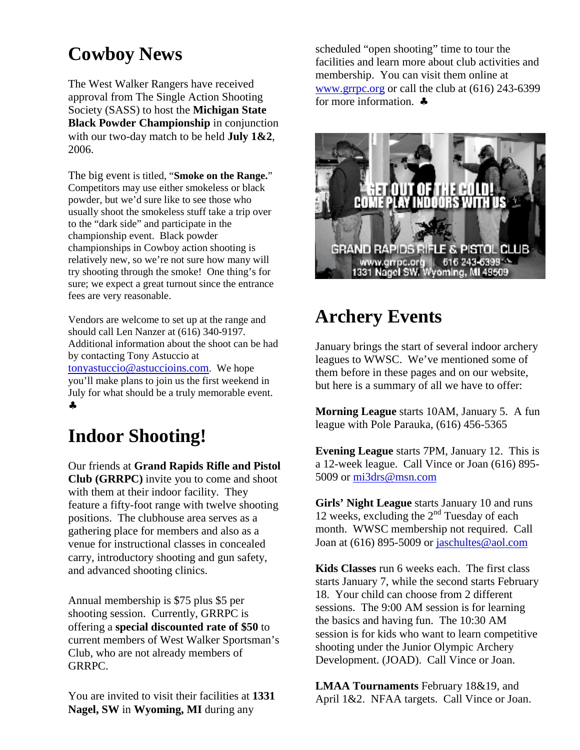## Cowboy News

The West Walker Rangers have received approval from The Single Action Shooting Society (SASS) to host the **Michigan State Black Powder Championship** in conjunction with our two-day match to be held **July 1&2**, 2006.

The big event is titled, "**Smoke on the Range.**" Competitors may use either smokeless or black powder, but we'd sure like to see those who usually shoot the smokeless stuff take a trip over to the "dark side" and participate in the championship event. Black powder championships in Cowboy action shooting is relatively new, so we're not sure how many will try shooting through the smoke! One thing's for sure; we expect a great turnout since the entrance fees are very reasonable.

Vendors are welcome to set up at the range and should call Len Nanzer at (616) 340-9197. Additional information about the shoot can be had by contacting Tony Astuccio at tonyastuccio@astuccioins.com. We hope you'll make plans to join us the first weekend in July for what should be a truly memorable event. ♣

## Indoor Shooting!

Our friends at **Grand Rapids Rifle and Pistol Club (GRRPC)** invite you to come and shoot with them at their indoor facility. They feature a fifty-foot range with twelve shooting positions. The clubhouse area serves as a gathering place for members and also as a venue for instructional classes in concealed carry, introductory shooting and gun safety, and advanced shooting clinics.

Annual membership is $75 plus $5 per shooting session. Currently, GRRPC is offering a **special discounted rate of $50** to current members of West Walker Sportsman's Club, who are not already members of GRRPC.

You are invited to visit their facilities at **1331 Nagel, SW** in **Wyoming, MI** during any scheduled "open shooting" time to tour the facilities and learn more about club activities and membership. You can visit them online at www.grrpc.org or call the club at (616) 243-6399 for more information. ♣

GET OUT OF THE COLD! COME PLAY INDOORS WITH US

GRAND RAPIDS RIFLE & PISTOL CLUB
www.grrpc.org | 616 243-6399
1331 Nagel SW. Wyoming, MI 49509

## Archery Events

January brings the start of several indoor archery leagues to WWSC. We've mentioned some of them before in these pages and on our website, but here is a summary of all we have to offer:

**Morning League** starts 10AM, January 5. A fun league with Pole Parauka, (616) 456-5365

**Evening League** starts 7PM, January 12. This is a 12-week league. Call Vince or Joan (616) 895-5009 or mi3drs@msn.com

**Girls' Night League** starts January 10 and runs 12 weeks, excluding the 2nd Tuesday of each month. WWSC membership not required. Call Joan at (616) 895-5009 or jaschultes@aol.com

**Kids Classes** run 6 weeks each. The first class starts January 7, while the second starts February 18. Your child can choose from 2 different sessions. The 9:00 AM session is for learning the basics and having fun. The 10:30 AM session is for kids who want to learn competitive shooting under the Junior Olympic Archery Development. (JOAD). Call Vince or Joan.

**LMAA Tournaments** February 18&19, and April 1&2. NFAA targets. Call Vince or Joan.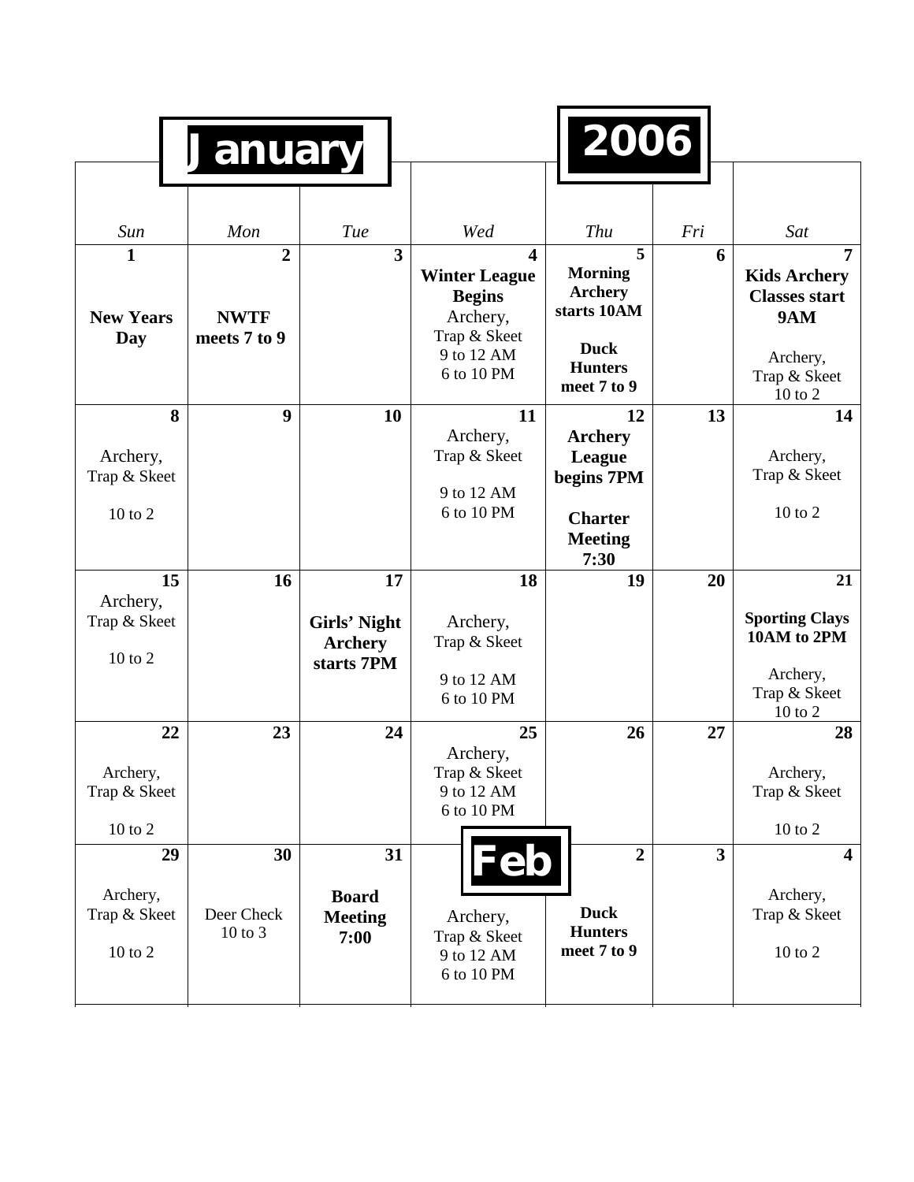# January 2006

| Sun | Mon | Tue | Wed | Thu | Fri | Sat |
|---|---|---|---|---|---|---|
| **1** **New Years Day** | **2** **NWTF meets 7 to 9** | **3** | **4** **Winter League Begins** Archery, Trap & Skeet 9 to 12 AM 6 to 10 PM | **5** **Morning Archery starts 10AM** **Duck Hunters meet 7 to 9** | **6** | **7** **Kids Archery Classes start 9AM** Archery, Trap & Skeet 10 to 2 |
| **8** Archery, Trap & Skeet 10 to 2 | **9** | **10** | **11** Archery, Trap & Skeet 9 to 12 AM 6 to 10 PM | **12** **Archery League begins 7PM** **Charter Meeting 7:30** | **13** | **14** Archery, Trap & Skeet 10 to 2 |
| **15** Archery, Trap & Skeet 10 to 2 | **16** | **17** **Girls' Night Archery starts 7PM** | **18** Archery, Trap & Skeet 9 to 12 AM 6 to 10 PM | **19** | **20** | **21** **Sporting Clays 10AM to 2PM** Archery, Trap & Skeet 10 to 2 |
| **22** Archery, Trap & Skeet 10 to 2 | **23** | **24** | **25** Archery, Trap & Skeet 9 to 12 AM 6 to 10 PM | **26** | **27** | **28** Archery, Trap & Skeet 10 to 2 |
| **29** Archery, Trap & Skeet 10 to 2 | **30** Deer Check 10 to 3 | **31** **Board Meeting 7:00** | **Feb** Archery, Trap & Skeet 9 to 12 AM 6 to 10 PM | **2** **Duck Hunters meet 7 to 9** | **3** | **4** Archery, Trap & Skeet 10 to 2 |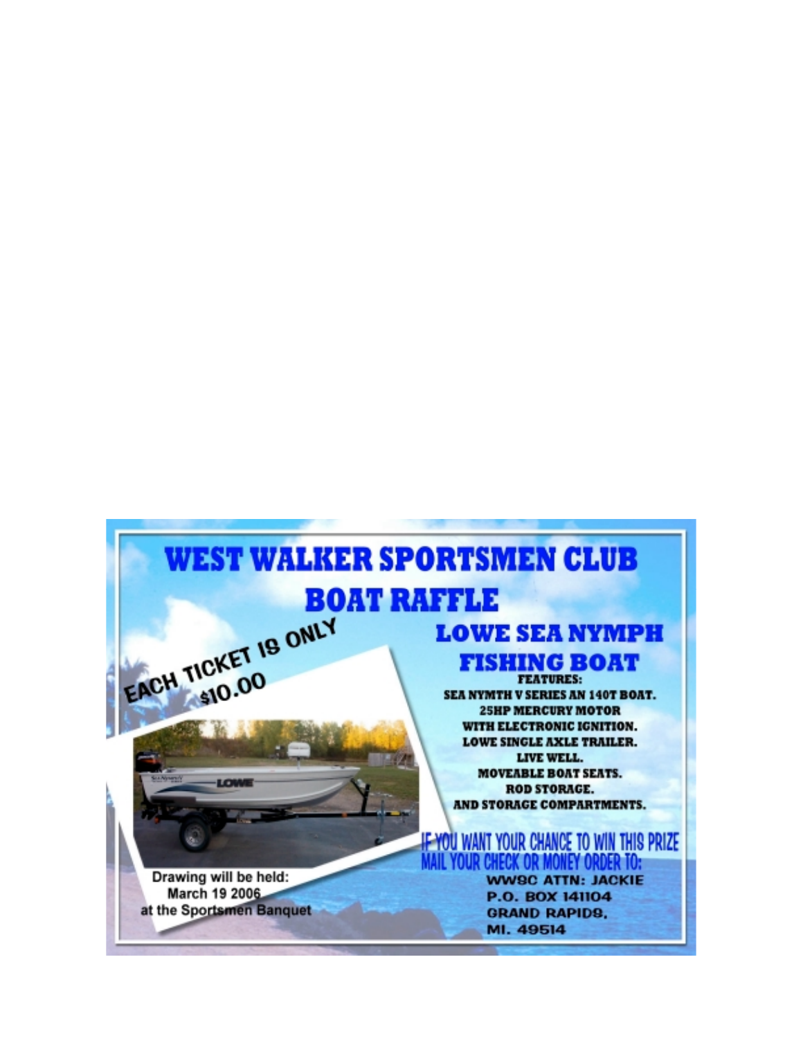# WEST WALKER SPORTSMEN CLUB BOAT RAFFLE

EACH TICKET IS ONLY $10.00

## LOWE SEA NYMPH FISHING BOAT

**FEATURES:**

SEA NYMTH V SERIES AN 140T BOAT.
25HP MERCURY MOTOR
WITH ELECTRONIC IGNITION.
LOWE SINGLE AXLE TRAILER.
LIVE WELL.
MOVEABLE BOAT SEATS.
ROD STORAGE.
AND STORAGE COMPARTMENTS.

Drawing will be held:
March 19 2006
at the Sportsmen Banquet

IF YOU WANT YOUR CHANCE TO WIN THIS PRIZE
MAIL YOUR CHECK OR MONEY ORDER TO:

WWSC ATTN: JACKIE
P.O. BOX 141104
GRAND RAPIDS,
MI. 49514